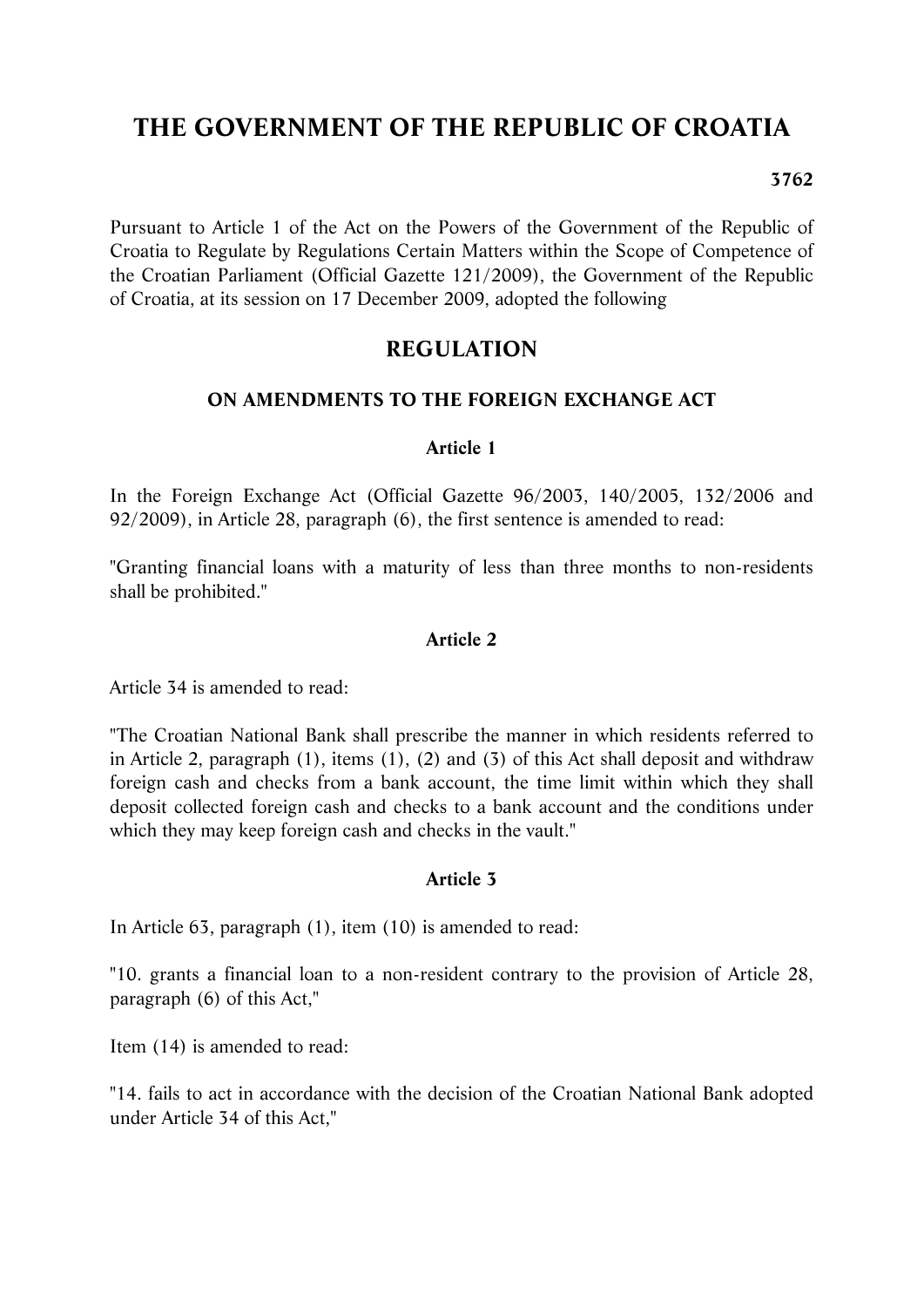# THE GOVERNMENT OF THE REPUBLIC OF CROATIA

**3762**

Pursuant to Article 1 of the Act on the Powers of the Government of the Republic of Croatia to Regulate by Regulations Certain Matters within the Scope of Competence of the Croatian Parliament (Official Gazette 121/2009), the Government of the Republic of Croatia, at its session on 17 December 2009, adopted the following

## REGULATION

### ON AMENDMENTS TO THE FOREIGN EXCHANGE ACT

**Article 1**

In the Foreign Exchange Act (Official Gazette 96/2003, 140/2005, 132/2006 and 92/2009), in Article 28, paragraph (6), the first sentence is amended to read:

"Granting financial loans with a maturity of less than three months to non-residents shall be prohibited."

**Article 2**

Article 34 is amended to read:

"The Croatian National Bank shall prescribe the manner in which residents referred to in Article 2, paragraph (1), items (1), (2) and (3) of this Act shall deposit and withdraw foreign cash and checks from a bank account, the time limit within which they shall deposit collected foreign cash and checks to a bank account and the conditions under which they may keep foreign cash and checks in the vault."

**Article 3**

In Article 63, paragraph (1), item (10) is amended to read:

"10. grants a financial loan to a non-resident contrary to the provision of Article 28, paragraph (6) of this Act,"

Item (14) is amended to read:

"14. fails to act in accordance with the decision of the Croatian National Bank adopted under Article 34 of this Act,"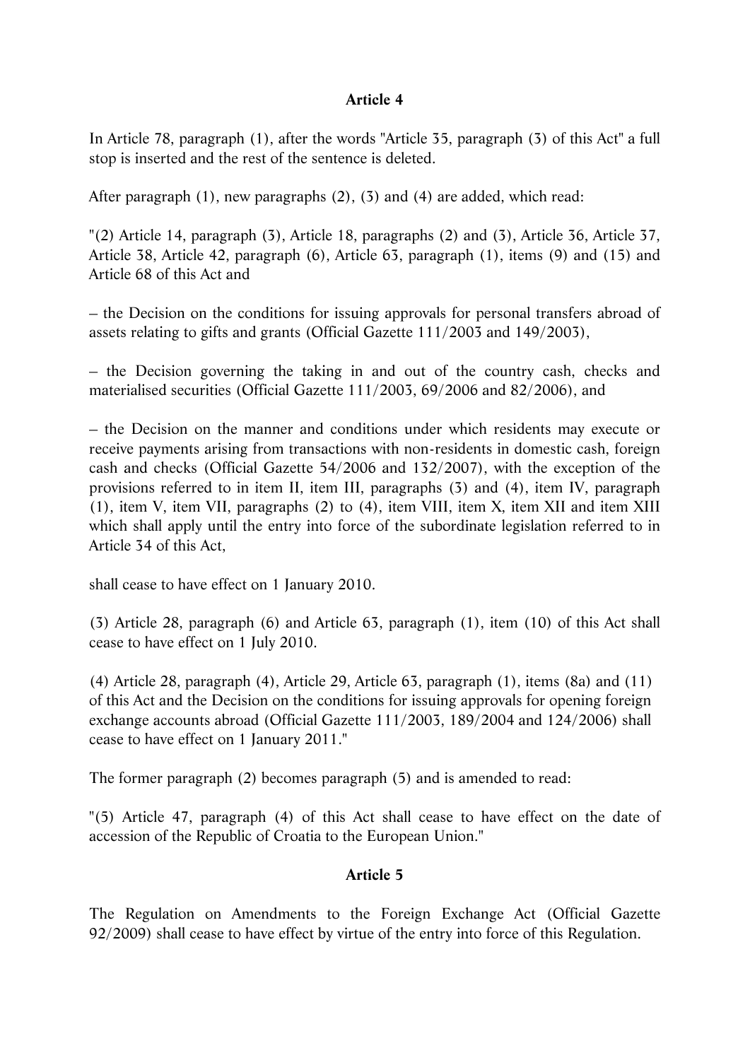**Article 4**

In Article 78, paragraph (1), after the words "Article 35, paragraph (3) of this Act" a full stop is inserted and the rest of the sentence is deleted.

After paragraph (1), new paragraphs (2), (3) and (4) are added, which read:

"(2) Article 14, paragraph (3), Article 18, paragraphs (2) and (3), Article 36, Article 37, Article 38, Article 42, paragraph (6), Article 63, paragraph (1), items (9) and (15) and Article 68 of this Act and

– the Decision on the conditions for issuing approvals for personal transfers abroad of assets relating to gifts and grants (Official Gazette 111/2003 and 149/2003),

– the Decision governing the taking in and out of the country cash, checks and materialised securities (Official Gazette 111/2003, 69/2006 and 82/2006), and

– the Decision on the manner and conditions under which residents may execute or receive payments arising from transactions with non-residents in domestic cash, foreign cash and checks (Official Gazette 54/2006 and 132/2007), with the exception of the provisions referred to in item II, item III, paragraphs (3) and (4), item IV, paragraph (1), item V, item VII, paragraphs (2) to (4), item VIII, item X, item XII and item XIII which shall apply until the entry into force of the subordinate legislation referred to in Article 34 of this Act,

shall cease to have effect on 1 January 2010.

(3) Article 28, paragraph (6) and Article 63, paragraph (1), item (10) of this Act shall cease to have effect on 1 July 2010.

(4) Article 28, paragraph (4), Article 29, Article 63, paragraph (1), items (8a) and (11) of this Act and the Decision on the conditions for issuing approvals for opening foreign exchange accounts abroad (Official Gazette 111/2003, 189/2004 and 124/2006) shall cease to have effect on 1 January 2011."

The former paragraph (2) becomes paragraph (5) and is amended to read:

"(5) Article 47, paragraph (4) of this Act shall cease to have effect on the date of accession of the Republic of Croatia to the European Union."

**Article 5**

The Regulation on Amendments to the Foreign Exchange Act (Official Gazette 92/2009) shall cease to have effect by virtue of the entry into force of this Regulation.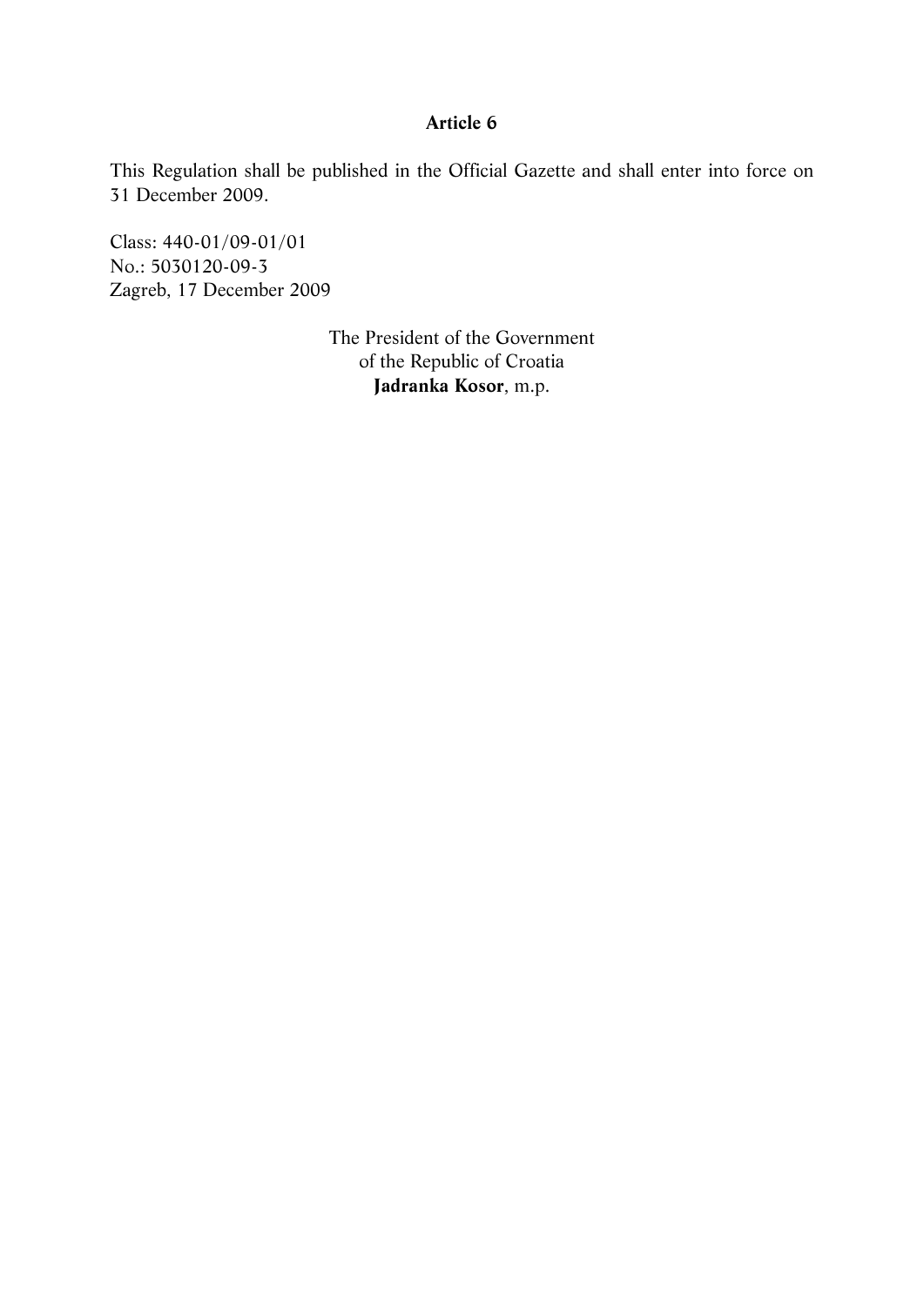### Article 6

This Regulation shall be published in the Official Gazette and shall enter into force on 31 December 2009.

Class: 440-01/09-01/01
No.: 5030120-09-3
Zagreb, 17 December 2009

The President of the Government
of the Republic of Croatia
**Jadranka Kosor**, m.p.